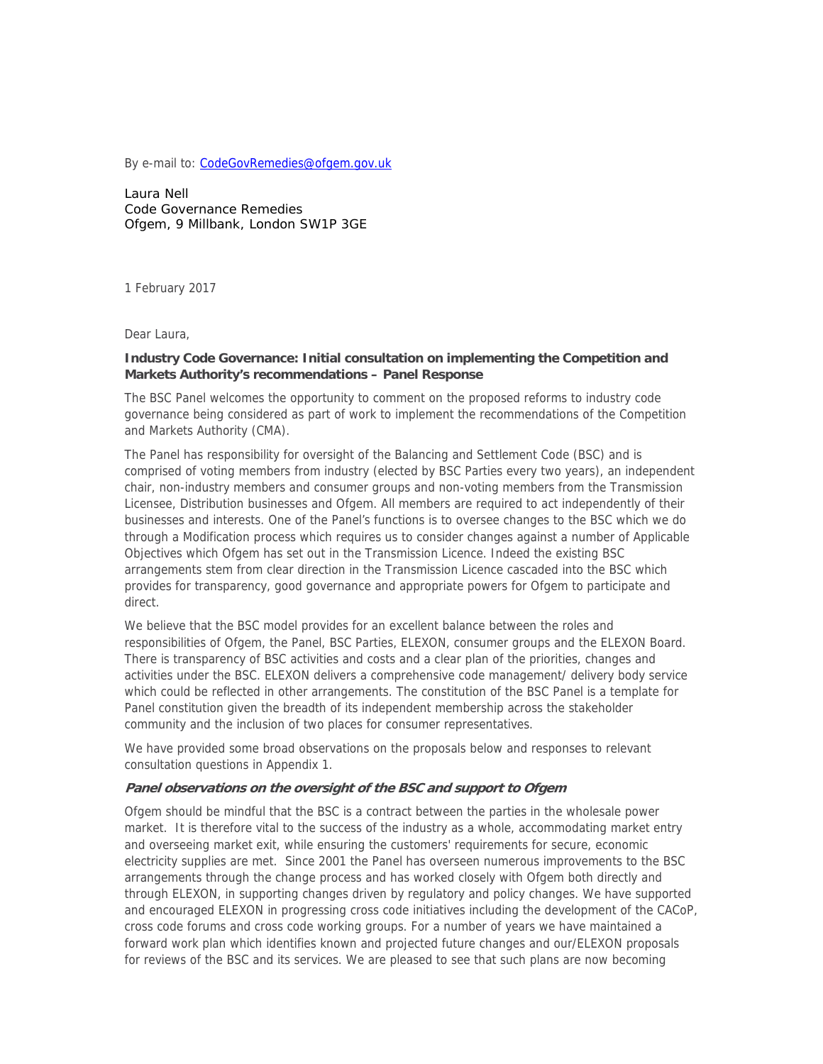By e-mail to: CodeGovRemedies@ofgem.gov.uk

Laura Nell
Code Governance Remedies
Ofgem, 9 Millbank, London SW1P 3GE

1 February 2017

Dear Laura,

**Industry Code Governance: Initial consultation on implementing the Competition and Markets Authority's recommendations – Panel Response**

The BSC Panel welcomes the opportunity to comment on the proposed reforms to industry code governance being considered as part of work to implement the recommendations of the Competition and Markets Authority (CMA).

The Panel has responsibility for oversight of the Balancing and Settlement Code (BSC) and is comprised of voting members from industry (elected by BSC Parties every two years), an independent chair, non-industry members and consumer groups and non-voting members from the Transmission Licensee, Distribution businesses and Ofgem. All members are required to act independently of their businesses and interests. One of the Panel's functions is to oversee changes to the BSC which we do through a Modification process which requires us to consider changes against a number of Applicable Objectives which Ofgem has set out in the Transmission Licence. Indeed the existing BSC arrangements stem from clear direction in the Transmission Licence cascaded into the BSC which provides for transparency, good governance and appropriate powers for Ofgem to participate and direct.

We believe that the BSC model provides for an excellent balance between the roles and responsibilities of Ofgem, the Panel, BSC Parties, ELEXON, consumer groups and the ELEXON Board. There is transparency of BSC activities and costs and a clear plan of the priorities, changes and activities under the BSC. ELEXON delivers a comprehensive code management/ delivery body service which could be reflected in other arrangements. The constitution of the BSC Panel is a template for Panel constitution given the breadth of its independent membership across the stakeholder community and the inclusion of two places for consumer representatives.

We have provided some broad observations on the proposals below and responses to relevant consultation questions in Appendix 1.

***Panel observations on the oversight of the BSC and support to Ofgem***

Ofgem should be mindful that the BSC is a contract between the parties in the wholesale power market. It is therefore vital to the success of the industry as a whole, accommodating market entry and overseeing market exit, while ensuring the customers' requirements for secure, economic electricity supplies are met. Since 2001 the Panel has overseen numerous improvements to the BSC arrangements through the change process and has worked closely with Ofgem both directly and through ELEXON, in supporting changes driven by regulatory and policy changes. We have supported and encouraged ELEXON in progressing cross code initiatives including the development of the CACoP, cross code forums and cross code working groups. For a number of years we have maintained a forward work plan which identifies known and projected future changes and our/ELEXON proposals for reviews of the BSC and its services. We are pleased to see that such plans are now becoming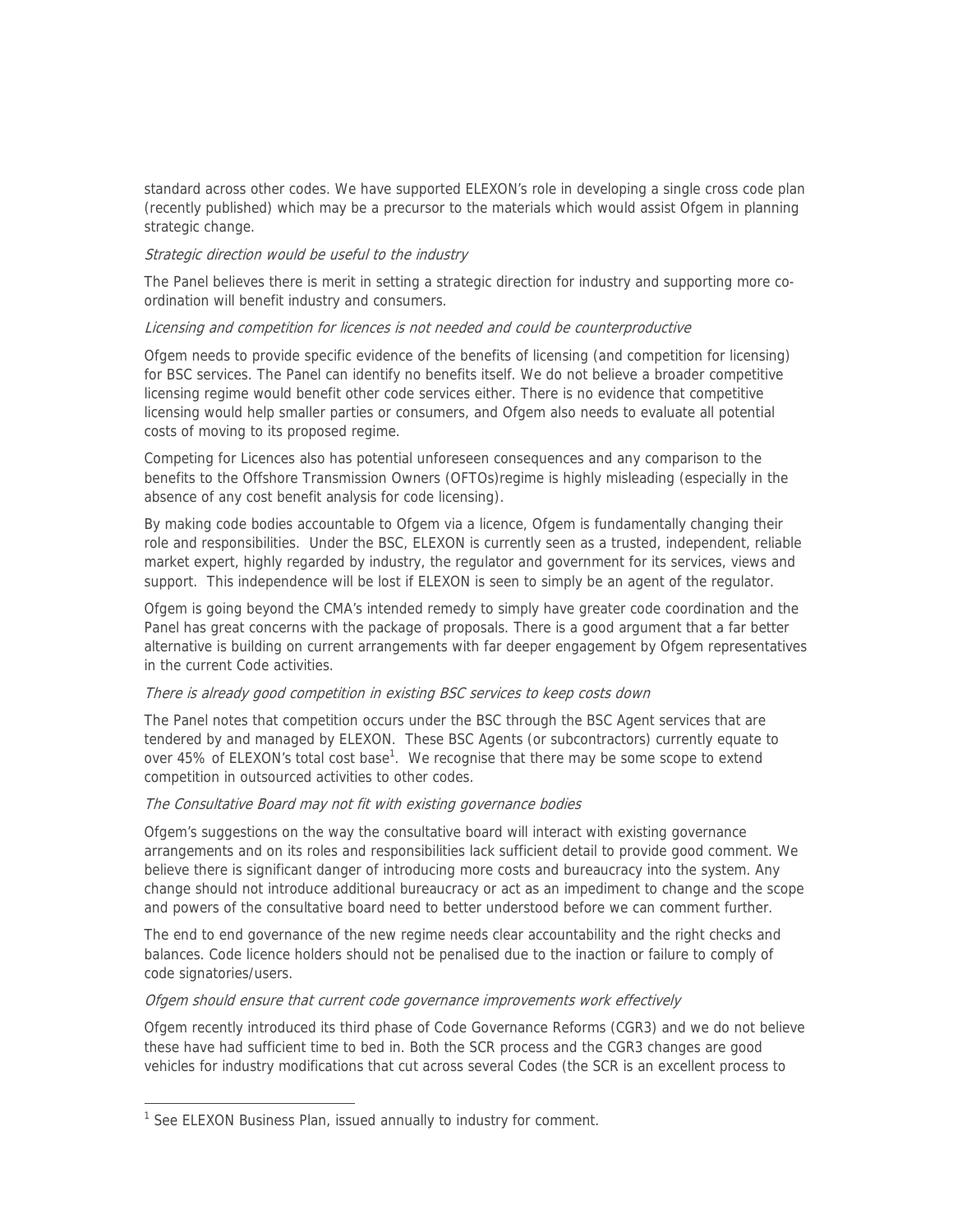standard across other codes. We have supported ELEXON's role in developing a single cross code plan (recently published) which may be a precursor to the materials which would assist Ofgem in planning strategic change.

*Strategic direction would be useful to the industry*

The Panel believes there is merit in setting a strategic direction for industry and supporting more co-ordination will benefit industry and consumers.

*Licensing and competition for licences is not needed and could be counterproductive*

Ofgem needs to provide specific evidence of the benefits of licensing (and competition for licensing) for BSC services. The Panel can identify no benefits itself. We do not believe a broader competitive licensing regime would benefit other code services either. There is no evidence that competitive licensing would help smaller parties or consumers, and Ofgem also needs to evaluate all potential costs of moving to its proposed regime.

Competing for Licences also has potential unforeseen consequences and any comparison to the benefits to the Offshore Transmission Owners (OFTOs)regime is highly misleading (especially in the absence of any cost benefit analysis for code licensing).

By making code bodies accountable to Ofgem via a licence, Ofgem is fundamentally changing their role and responsibilities. Under the BSC, ELEXON is currently seen as a trusted, independent, reliable market expert, highly regarded by industry, the regulator and government for its services, views and support. This independence will be lost if ELEXON is seen to simply be an agent of the regulator.

Ofgem is going beyond the CMA's intended remedy to simply have greater code coordination and the Panel has great concerns with the package of proposals. There is a good argument that a far better alternative is building on current arrangements with far deeper engagement by Ofgem representatives in the current Code activities.

*There is already good competition in existing BSC services to keep costs down*

The Panel notes that competition occurs under the BSC through the BSC Agent services that are tendered by and managed by ELEXON. These BSC Agents (or subcontractors) currently equate to over 45% of ELEXON's total cost base[1]. We recognise that there may be some scope to extend competition in outsourced activities to other codes.

*The Consultative Board may not fit with existing governance bodies*

Ofgem's suggestions on the way the consultative board will interact with existing governance arrangements and on its roles and responsibilities lack sufficient detail to provide good comment. We believe there is significant danger of introducing more costs and bureaucracy into the system. Any change should not introduce additional bureaucracy or act as an impediment to change and the scope and powers of the consultative board need to better understood before we can comment further.

The end to end governance of the new regime needs clear accountability and the right checks and balances. Code licence holders should not be penalised due to the inaction or failure to comply of code signatories/users.

*Ofgem should ensure that current code governance improvements work effectively*

Ofgem recently introduced its third phase of Code Governance Reforms (CGR3) and we do not believe these have had sufficient time to bed in. Both the SCR process and the CGR3 changes are good vehicles for industry modifications that cut across several Codes (the SCR is an excellent process to

---

[1] See ELEXON Business Plan, issued annually to industry for comment.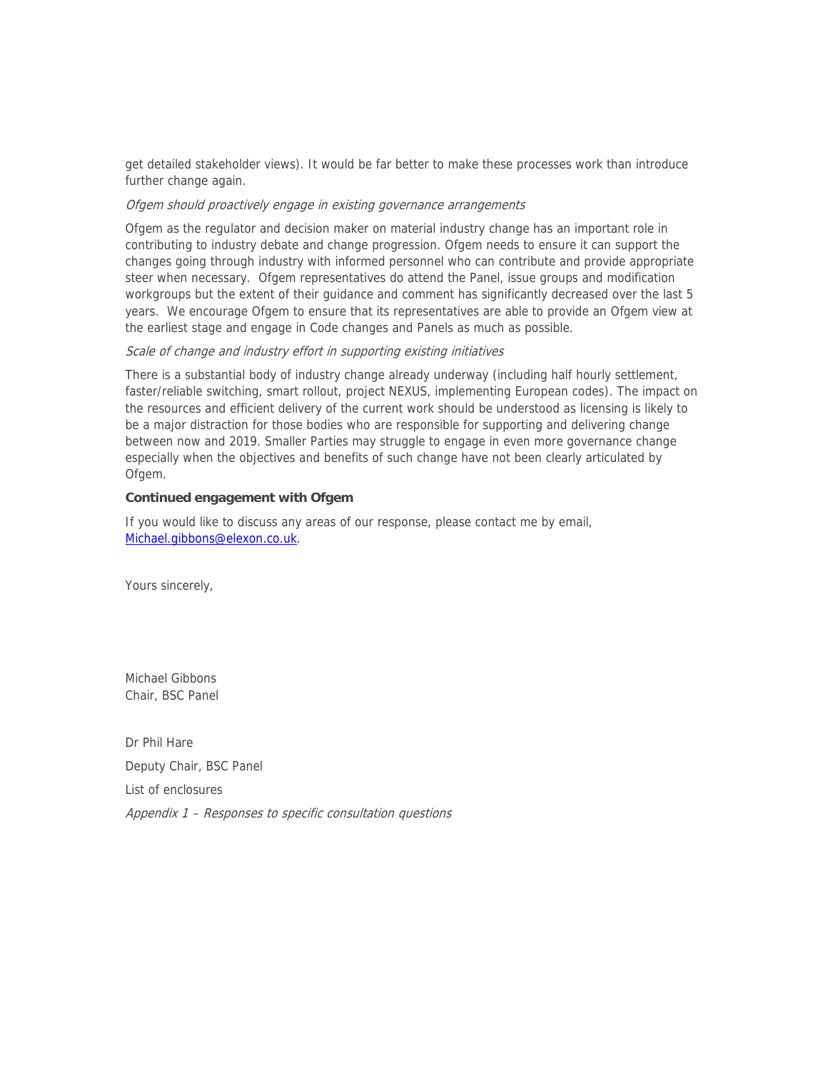get detailed stakeholder views). It would be far better to make these processes work than introduce further change again.

*Ofgem should proactively engage in existing governance arrangements*

Ofgem as the regulator and decision maker on material industry change has an important role in contributing to industry debate and change progression. Ofgem needs to ensure it can support the changes going through industry with informed personnel who can contribute and provide appropriate steer when necessary. Ofgem representatives do attend the Panel, issue groups and modification workgroups but the extent of their guidance and comment has significantly decreased over the last 5 years. We encourage Ofgem to ensure that its representatives are able to provide an Ofgem view at the earliest stage and engage in Code changes and Panels as much as possible.

*Scale of change and industry effort in supporting existing initiatives*

There is a substantial body of industry change already underway (including half hourly settlement, faster/reliable switching, smart rollout, project NEXUS, implementing European codes). The impact on the resources and efficient delivery of the current work should be understood as licensing is likely to be a major distraction for those bodies who are responsible for supporting and delivering change between now and 2019. Smaller Parties may struggle to engage in even more governance change especially when the objectives and benefits of such change have not been clearly articulated by Ofgem.

**Continued engagement with Ofgem**

If you would like to discuss any areas of our response, please contact me by email, [Michael.gibbons@elexon.co.uk](mailto:Michael.gibbons@elexon.co.uk).

Yours sincerely,

Michael Gibbons
Chair, BSC Panel

Dr Phil Hare

Deputy Chair, BSC Panel

List of enclosures

*Appendix 1 – Responses to specific consultation questions*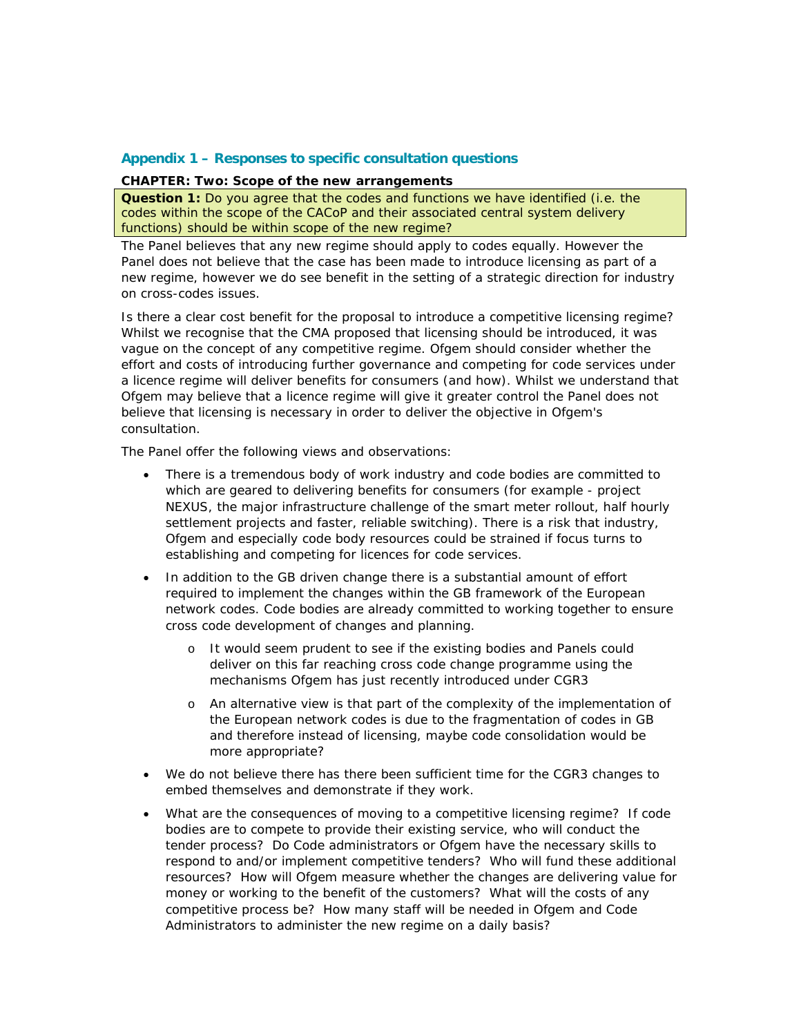## Appendix 1 – Responses to specific consultation questions

**CHAPTER: Two: Scope of the new arrangements**

**Question 1:** Do you agree that the codes and functions we have identified (i.e. the codes within the scope of the CACoP and their associated central system delivery functions) should be within scope of the new regime?

The Panel believes that any new regime should apply to codes equally. However the Panel does not believe that the case has been made to introduce licensing as part of a new regime, however we do see benefit in the setting of a strategic direction for industry on cross-codes issues.

Is there a clear cost benefit for the proposal to introduce a competitive licensing regime? Whilst we recognise that the CMA proposed that licensing should be introduced, it was vague on the concept of any competitive regime. Ofgem should consider whether the effort and costs of introducing further governance and competing for code services under a licence regime will deliver benefits for consumers (and how). Whilst we understand that Ofgem may believe that a licence regime will give it greater control the Panel does not believe that licensing is necessary in order to deliver the objective in Ofgem's consultation.

The Panel offer the following views and observations:

- There is a tremendous body of work industry and code bodies are committed to which are geared to delivering benefits for consumers (for example - project NEXUS, the major infrastructure challenge of the smart meter rollout, half hourly settlement projects and faster, reliable switching). There is a risk that industry, Ofgem and especially code body resources could be strained if focus turns to establishing and competing for licences for code services.
- In addition to the GB driven change there is a substantial amount of effort required to implement the changes within the GB framework of the European network codes. Code bodies are already committed to working together to ensure cross code development of changes and planning.
  - It would seem prudent to see if the existing bodies and Panels could deliver on this far reaching cross code change programme using the mechanisms Ofgem has just recently introduced under CGR3
  - An alternative view is that part of the complexity of the implementation of the European network codes is due to the fragmentation of codes in GB and therefore instead of licensing, maybe code consolidation would be more appropriate?
- We do not believe there has there been sufficient time for the CGR3 changes to embed themselves and demonstrate if they work.
- What are the consequences of moving to a competitive licensing regime? If code bodies are to compete to provide their existing service, who will conduct the tender process? Do Code administrators or Ofgem have the necessary skills to respond to and/or implement competitive tenders? Who will fund these additional resources? How will Ofgem measure whether the changes are delivering value for money or working to the benefit of the customers? What will the costs of any competitive process be? How many staff will be needed in Ofgem and Code Administrators to administer the new regime on a daily basis?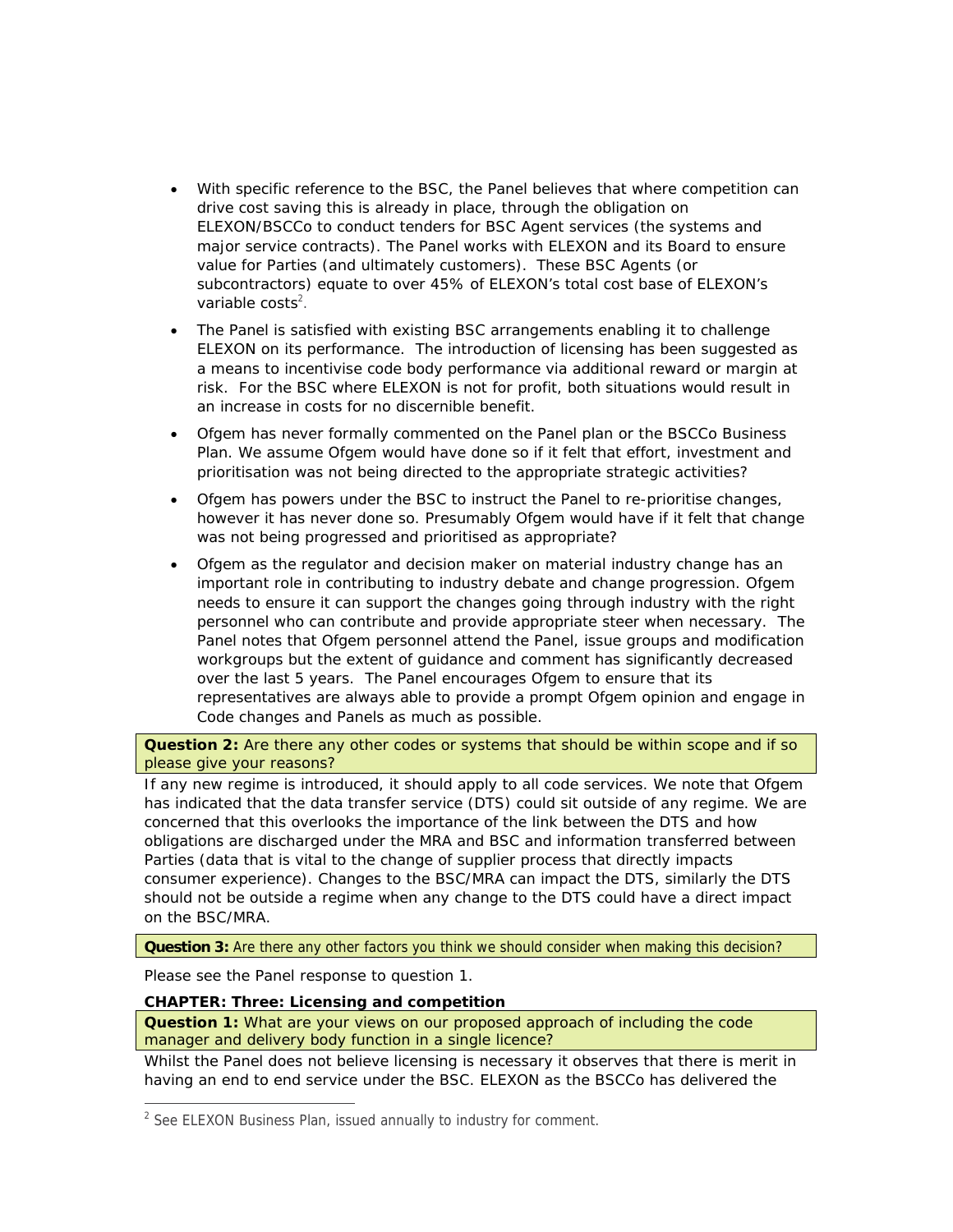- With specific reference to the BSC, the Panel believes that where competition can drive cost saving this is already in place, through the obligation on ELEXON/BSCCo to conduct tenders for BSC Agent services (the systems and major service contracts). The Panel works with ELEXON and its Board to ensure value for Parties (and ultimately customers). These BSC Agents (or subcontractors) equate to over 45% of ELEXON's total cost base of ELEXON's variable costs[2].
- The Panel is satisfied with existing BSC arrangements enabling it to challenge ELEXON on its performance. The introduction of licensing has been suggested as a means to incentivise code body performance via additional reward or margin at risk. For the BSC where ELEXON is not for profit, both situations would result in an increase in costs for no discernible benefit.
- Ofgem has never formally commented on the Panel plan or the BSCCo Business Plan. We assume Ofgem would have done so if it felt that effort, investment and prioritisation was not being directed to the appropriate strategic activities?
- Ofgem has powers under the BSC to instruct the Panel to re-prioritise changes, however it has never done so. Presumably Ofgem would have if it felt that change was not being progressed and prioritised as appropriate?
- Ofgem as the regulator and decision maker on material industry change has an important role in contributing to industry debate and change progression. Ofgem needs to ensure it can support the changes going through industry with the right personnel who can contribute and provide appropriate steer when necessary. The Panel notes that Ofgem personnel attend the Panel, issue groups and modification workgroups but the extent of guidance and comment has significantly decreased over the last 5 years. The Panel encourages Ofgem to ensure that its representatives are always able to provide a prompt Ofgem opinion and engage in Code changes and Panels as much as possible.

**Question 2:** Are there any other codes or systems that should be within scope and if so please give your reasons?

If any new regime is introduced, it should apply to all code services. We note that Ofgem has indicated that the data transfer service (DTS) could sit outside of any regime. We are concerned that this overlooks the importance of the link between the DTS and how obligations are discharged under the MRA and BSC and information transferred between Parties (data that is vital to the change of supplier process that directly impacts consumer experience). Changes to the BSC/MRA can impact the DTS, similarly the DTS should not be outside a regime when any change to the DTS could have a direct impact on the BSC/MRA.

**Question 3:** Are there any other factors you think we should consider when making this decision?

Please see the Panel response to question 1.

**CHAPTER: Three: Licensing and competition**

**Question 1:** What are your views on our proposed approach of including the code manager and delivery body function in a single licence?

Whilst the Panel does not believe licensing is necessary it observes that there is merit in having an end to end service under the BSC. ELEXON as the BSCCo has delivered the

[2] See ELEXON Business Plan, issued annually to industry for comment.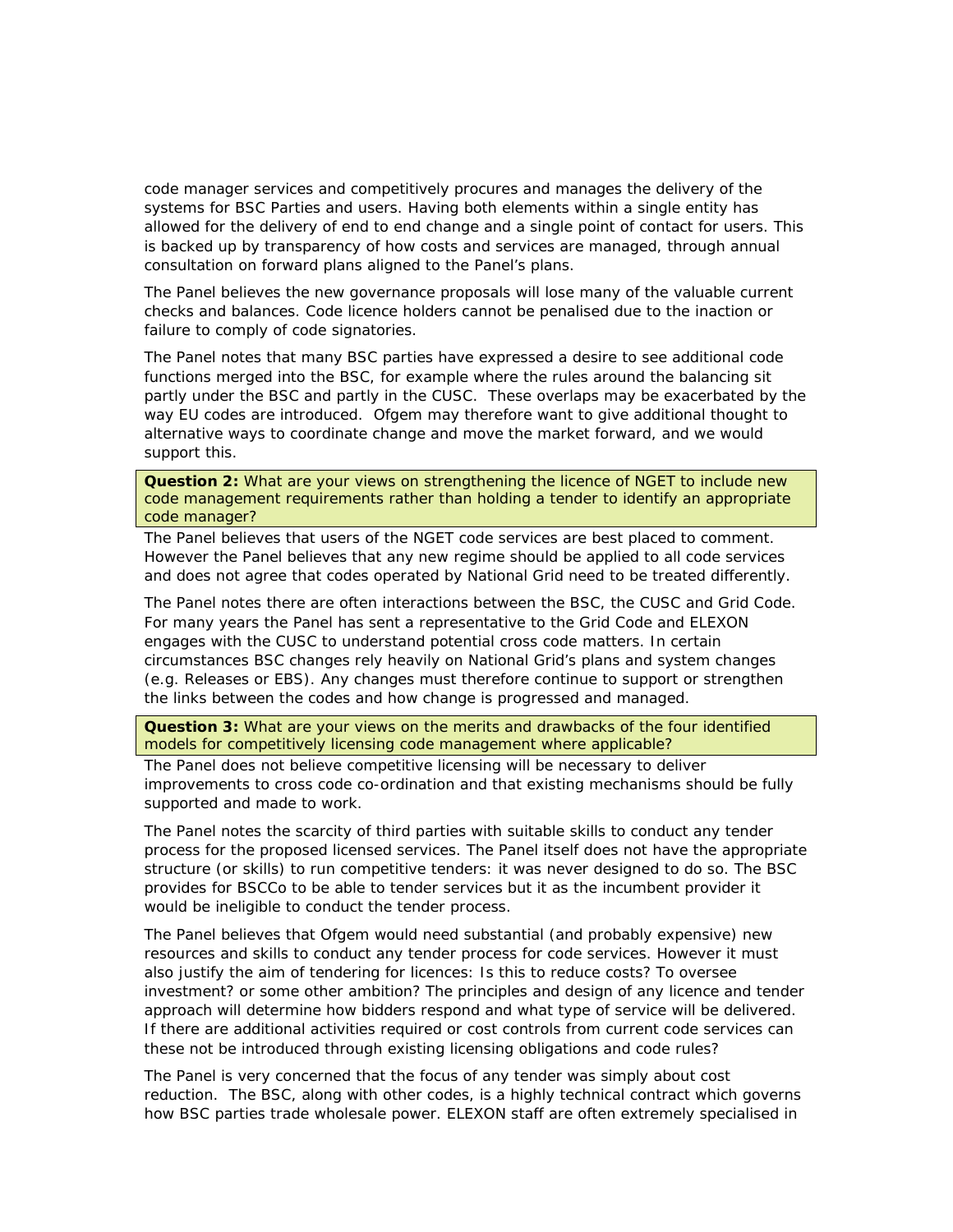code manager services and competitively procures and manages the delivery of the systems for BSC Parties and users. Having both elements within a single entity has allowed for the delivery of end to end change and a single point of contact for users. This is backed up by transparency of how costs and services are managed, through annual consultation on forward plans aligned to the Panel's plans.

The Panel believes the new governance proposals will lose many of the valuable current checks and balances. Code licence holders cannot be penalised due to the inaction or failure to comply of code signatories.

The Panel notes that many BSC parties have expressed a desire to see additional code functions merged into the BSC, for example where the rules around the balancing sit partly under the BSC and partly in the CUSC. These overlaps may be exacerbated by the way EU codes are introduced. Ofgem may therefore want to give additional thought to alternative ways to coordinate change and move the market forward, and we would support this.

**Question 2:** What are your views on strengthening the licence of NGET to include new code management requirements rather than holding a tender to identify an appropriate code manager?

The Panel believes that users of the NGET code services are best placed to comment. However the Panel believes that any new regime should be applied to all code services and does not agree that codes operated by National Grid need to be treated differently.

The Panel notes there are often interactions between the BSC, the CUSC and Grid Code. For many years the Panel has sent a representative to the Grid Code and ELEXON engages with the CUSC to understand potential cross code matters. In certain circumstances BSC changes rely heavily on National Grid's plans and system changes (e.g. Releases or EBS). Any changes must therefore continue to support or strengthen the links between the codes and how change is progressed and managed.

**Question 3:** What are your views on the merits and drawbacks of the four identified models for competitively licensing code management where applicable?

The Panel does not believe competitive licensing will be necessary to deliver improvements to cross code co-ordination and that existing mechanisms should be fully supported and made to work.

The Panel notes the scarcity of third parties with suitable skills to conduct any tender process for the proposed licensed services. The Panel itself does not have the appropriate structure (or skills) to run competitive tenders: it was never designed to do so. The BSC provides for BSCCo to be able to tender services but it as the incumbent provider it would be ineligible to conduct the tender process.

The Panel believes that Ofgem would need substantial (and probably expensive) new resources and skills to conduct any tender process for code services. However it must also justify the aim of tendering for licences: Is this to reduce costs? To oversee investment? or some other ambition? The principles and design of any licence and tender approach will determine how bidders respond and what type of service will be delivered. If there are additional activities required or cost controls from current code services can these not be introduced through existing licensing obligations and code rules?

The Panel is very concerned that the focus of any tender was simply about cost reduction. The BSC, along with other codes, is a highly technical contract which governs how BSC parties trade wholesale power. ELEXON staff are often extremely specialised in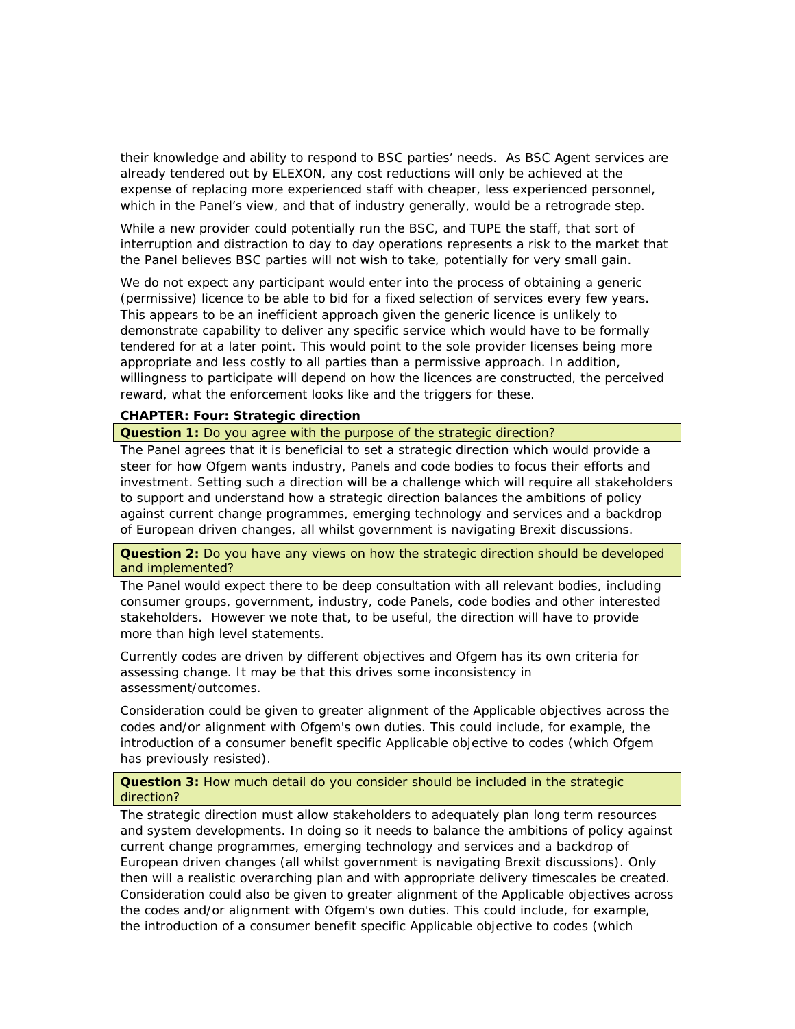their knowledge and ability to respond to BSC parties' needs. As BSC Agent services are already tendered out by ELEXON, any cost reductions will only be achieved at the expense of replacing more experienced staff with cheaper, less experienced personnel, which in the Panel's view, and that of industry generally, would be a retrograde step.

While a new provider could potentially run the BSC, and TUPE the staff, that sort of interruption and distraction to day to day operations represents a risk to the market that the Panel believes BSC parties will not wish to take, potentially for very small gain.

We do not expect any participant would enter into the process of obtaining a generic (permissive) licence to be able to bid for a fixed selection of services every few years. This appears to be an inefficient approach given the generic licence is unlikely to demonstrate capability to deliver any specific service which would have to be formally tendered for at a later point. This would point to the sole provider licenses being more appropriate and less costly to all parties than a permissive approach. In addition, willingness to participate will depend on how the licences are constructed, the perceived reward, what the enforcement looks like and the triggers for these.

**CHAPTER: Four: Strategic direction**

**Question 1:** Do you agree with the purpose of the strategic direction?

The Panel agrees that it is beneficial to set a strategic direction which would provide a steer for how Ofgem wants industry, Panels and code bodies to focus their efforts and investment. Setting such a direction will be a challenge which will require all stakeholders to support and understand how a strategic direction balances the ambitions of policy against current change programmes, emerging technology and services and a backdrop of European driven changes, all whilst government is navigating Brexit discussions.

**Question 2:** Do you have any views on how the strategic direction should be developed and implemented?

The Panel would expect there to be deep consultation with all relevant bodies, including consumer groups, government, industry, code Panels, code bodies and other interested stakeholders. However we note that, to be useful, the direction will have to provide more than high level statements.

Currently codes are driven by different objectives and Ofgem has its own criteria for assessing change. It may be that this drives some inconsistency in assessment/outcomes.

Consideration could be given to greater alignment of the Applicable objectives across the codes and/or alignment with Ofgem's own duties. This could include, for example, the introduction of a consumer benefit specific Applicable objective to codes (which Ofgem has previously resisted).

**Question 3:** How much detail do you consider should be included in the strategic direction?

The strategic direction must allow stakeholders to adequately plan long term resources and system developments. In doing so it needs to balance the ambitions of policy against current change programmes, emerging technology and services and a backdrop of European driven changes (all whilst government is navigating Brexit discussions). Only then will a realistic overarching plan and with appropriate delivery timescales be created. Consideration could also be given to greater alignment of the Applicable objectives across the codes and/or alignment with Ofgem's own duties. This could include, for example, the introduction of a consumer benefit specific Applicable objective to codes (which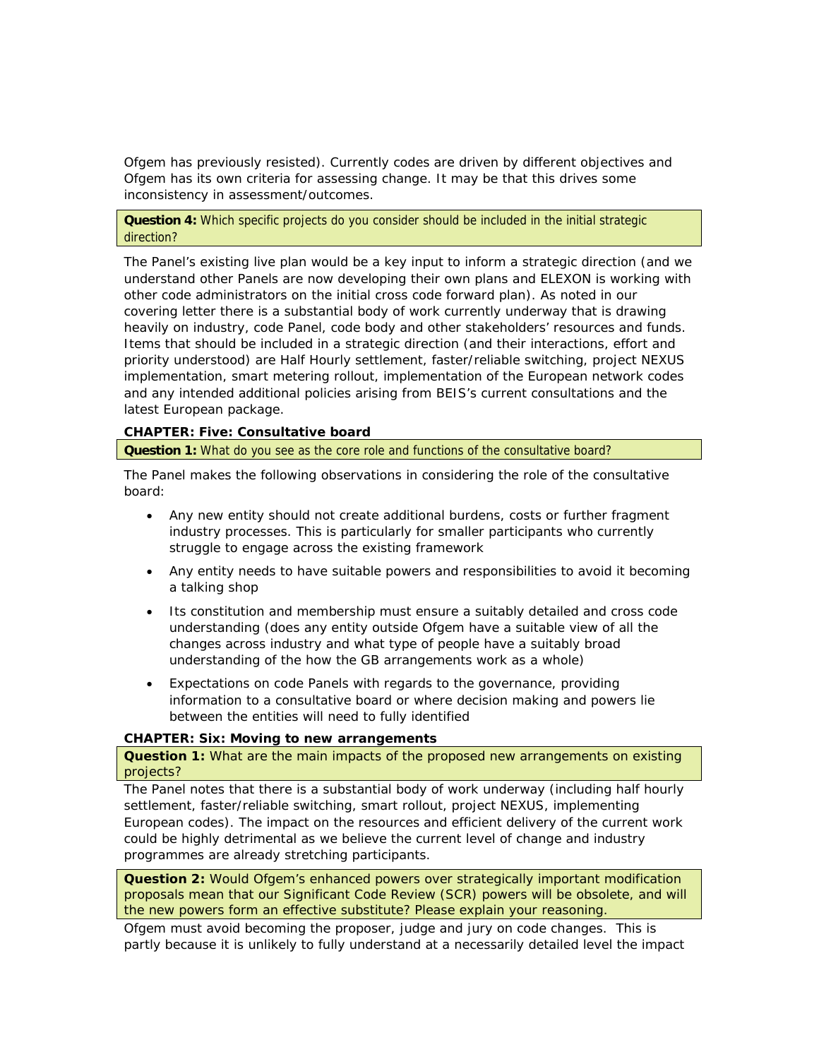Ofgem has previously resisted). Currently codes are driven by different objectives and Ofgem has its own criteria for assessing change. It may be that this drives some inconsistency in assessment/outcomes.

**Question 4:** Which specific projects do you consider should be included in the initial strategic direction?

The Panel's existing live plan would be a key input to inform a strategic direction (and we understand other Panels are now developing their own plans and ELEXON is working with other code administrators on the initial cross code forward plan). As noted in our covering letter there is a substantial body of work currently underway that is drawing heavily on industry, code Panel, code body and other stakeholders' resources and funds. Items that should be included in a strategic direction (and their interactions, effort and priority understood) are Half Hourly settlement, faster/reliable switching, project NEXUS implementation, smart metering rollout, implementation of the European network codes and any intended additional policies arising from BEIS's current consultations and the latest European package.

**CHAPTER: Five: Consultative board**

**Question 1:** What do you see as the core role and functions of the consultative board?

The Panel makes the following observations in considering the role of the consultative board:

- Any new entity should not create additional burdens, costs or further fragment industry processes. This is particularly for smaller participants who currently struggle to engage across the existing framework
- Any entity needs to have suitable powers and responsibilities to avoid it becoming a talking shop
- Its constitution and membership must ensure a suitably detailed and cross code understanding (does any entity outside Ofgem have a suitable view of all the changes across industry and what type of people have a suitably broad understanding of the how the GB arrangements work as a whole)
- Expectations on code Panels with regards to the governance, providing information to a consultative board or where decision making and powers lie between the entities will need to fully identified

**CHAPTER: Six: Moving to new arrangements**

**Question 1:** What are the main impacts of the proposed new arrangements on existing projects?

The Panel notes that there is a substantial body of work underway (including half hourly settlement, faster/reliable switching, smart rollout, project NEXUS, implementing European codes). The impact on the resources and efficient delivery of the current work could be highly detrimental as we believe the current level of change and industry programmes are already stretching participants.

**Question 2:** Would Ofgem's enhanced powers over strategically important modification proposals mean that our Significant Code Review (SCR) powers will be obsolete, and will the new powers form an effective substitute? Please explain your reasoning.

Ofgem must avoid becoming the proposer, judge and jury on code changes. This is partly because it is unlikely to fully understand at a necessarily detailed level the impact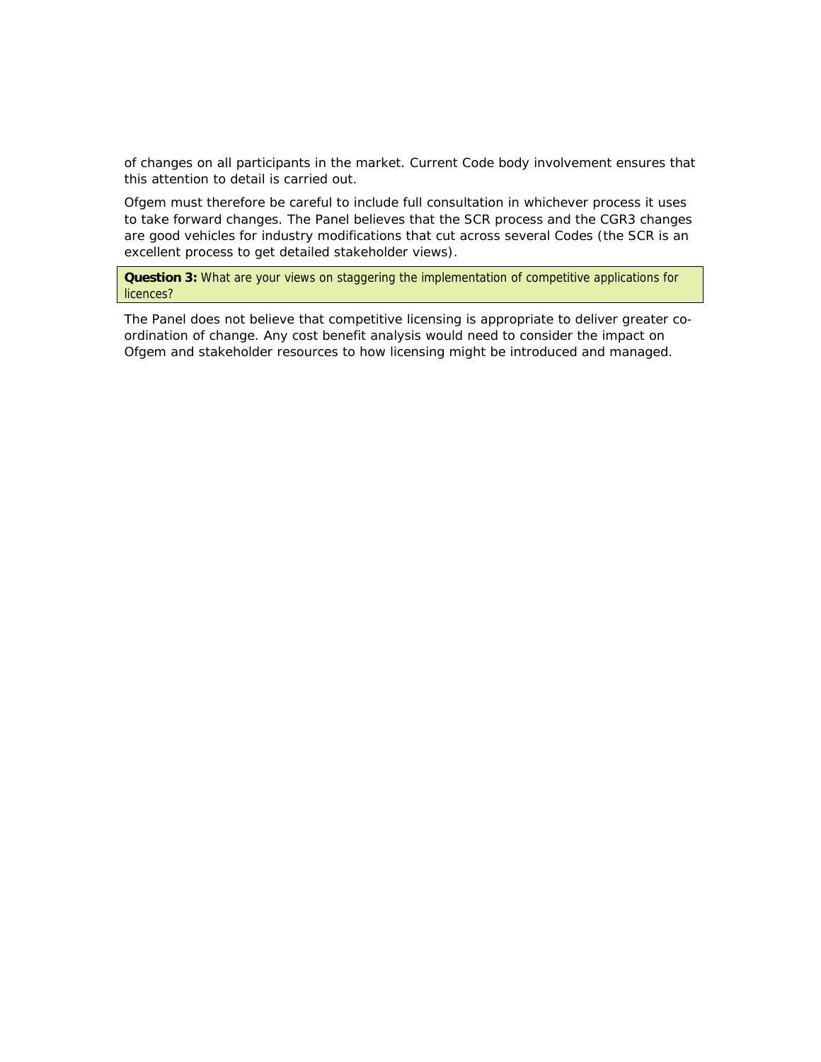of changes on all participants in the market. Current Code body involvement ensures that this attention to detail is carried out.

Ofgem must therefore be careful to include full consultation in whichever process it uses to take forward changes. The Panel believes that the SCR process and the CGR3 changes are good vehicles for industry modifications that cut across several Codes (the SCR is an excellent process to get detailed stakeholder views).

**Question 3:** What are your views on staggering the implementation of competitive applications for licences?

The Panel does not believe that competitive licensing is appropriate to deliver greater co-ordination of change. Any cost benefit analysis would need to consider the impact on Ofgem and stakeholder resources to how licensing might be introduced and managed.